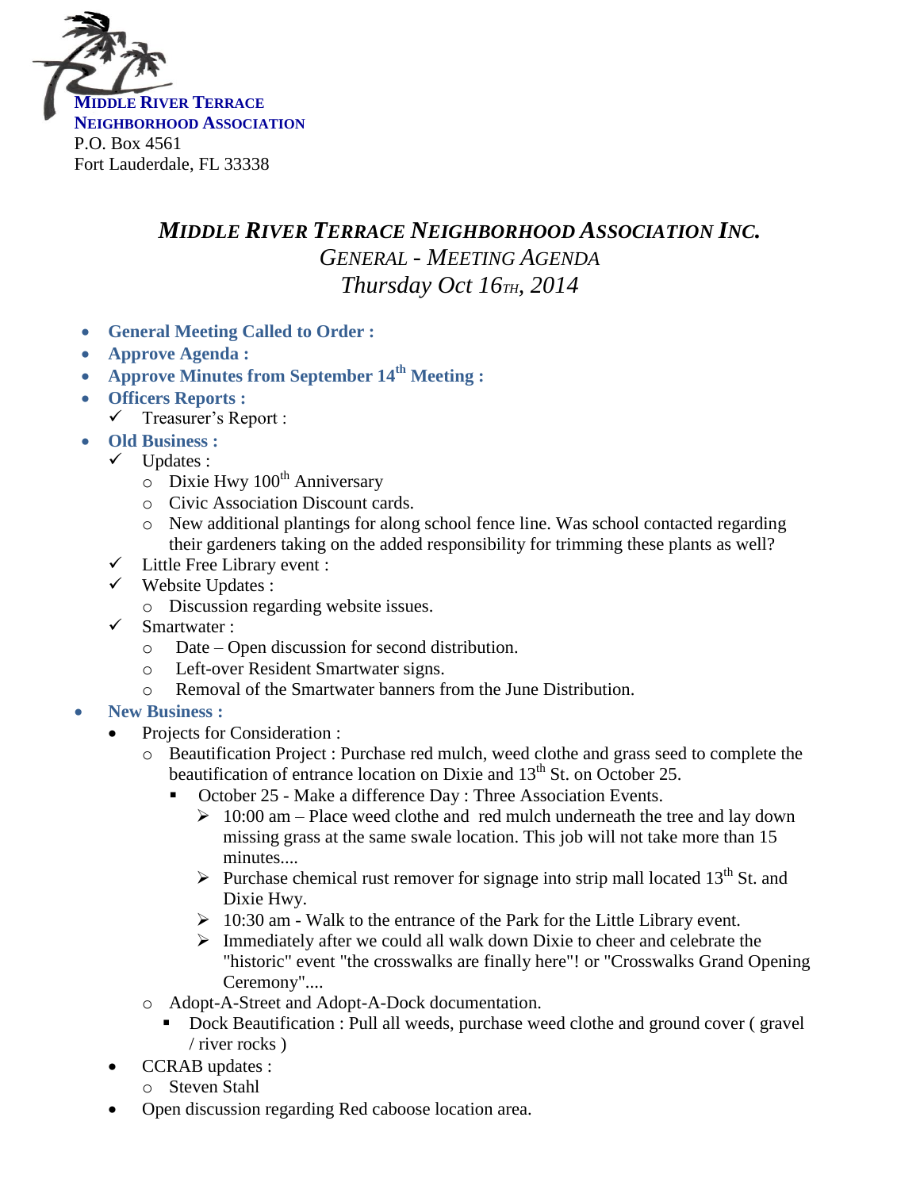**MIDDLE RIVER TERRACE**
**NEIGHBORHOOD ASSOCIATION**
P.O. Box 4561
Fort Lauderdale, FL 33338

# *MIDDLE RIVER TERRACE NEIGHBORHOOD ASSOCIATION INC.*

## *GENERAL - MEETING AGENDA*

## *Thursday Oct 16TH, 2014*

- **General Meeting Called to Order :**
- **Approve Agenda :**
- **Approve Minutes from September 14th Meeting :**
- **Officers Reports :**
  - ✓ Treasurer's Report :
- **Old Business :**
  - ✓ Updates :
    - Dixie Hwy 100th Anniversary
    - Civic Association Discount cards.
    - New additional plantings for along school fence line. Was school contacted regarding their gardeners taking on the added responsibility for trimming these plants as well?
  - ✓ Little Free Library event :
  - ✓ Website Updates :
    - Discussion regarding website issues.
  - ✓ Smartwater :
    - Date – Open discussion for second distribution.
    - Left-over Resident Smartwater signs.
    - Removal of the Smartwater banners from the June Distribution.
- **New Business :**
  - Projects for Consideration :
    - Beautification Project : Purchase red mulch, weed clothe and grass seed to complete the beautification of entrance location on Dixie and 13th St. on October 25.
      - October 25 - Make a difference Day : Three Association Events.
        - ➢ 10:00 am – Place weed clothe and red mulch underneath the tree and lay down missing grass at the same swale location. This job will not take more than 15 minutes....
        - ➢ Purchase chemical rust remover for signage into strip mall located 13th St. and Dixie Hwy.
        - ➢ 10:30 am - Walk to the entrance of the Park for the Little Library event.
        - ➢ Immediately after we could all walk down Dixie to cheer and celebrate the "historic" event "the crosswalks are finally here"! or "Crosswalks Grand Opening Ceremony"....
    - Adopt-A-Street and Adopt-A-Dock documentation.
      - Dock Beautification : Pull all weeds, purchase weed clothe and ground cover ( gravel / river rocks )
  - CCRAB updates :
    - Steven Stahl
  - Open discussion regarding Red caboose location area.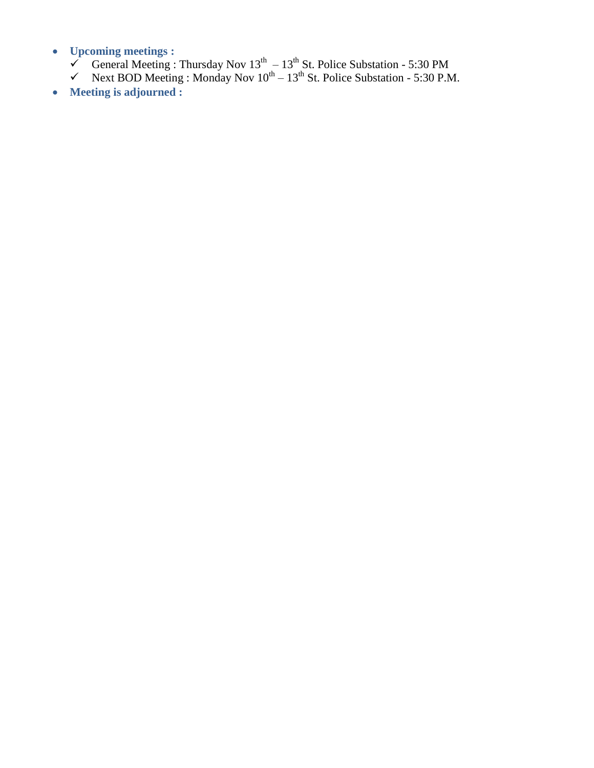- **Upcoming meetings :**
  - ✓ General Meeting : Thursday Nov 13th – 13th St. Police Substation - 5:30 PM
  - ✓ Next BOD Meeting : Monday Nov 10th – 13th St. Police Substation - 5:30 P.M.
- **Meeting is adjourned :**